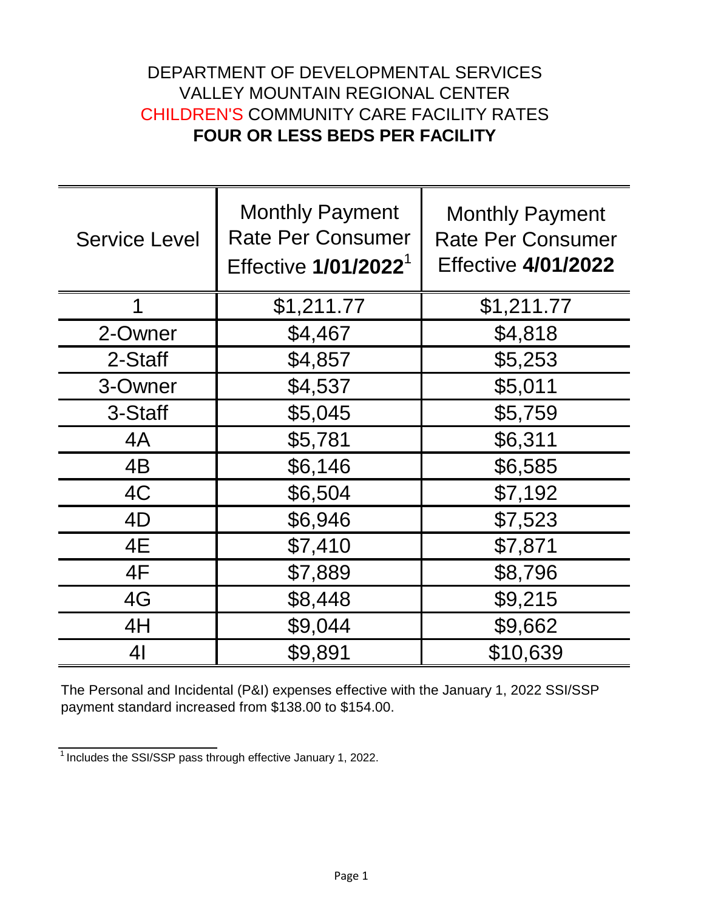# DEPARTMENT OF DEVELOPMENTAL SERVICES
# VALLEY MOUNTAIN REGIONAL CENTER
# CHILDREN'S COMMUNITY CARE FACILITY RATES
# **FOUR OR LESS BEDS PER FACILITY**

| Service Level | Monthly Payment Rate Per Consumer Effective **1/01/2022**[1] | Monthly Payment Rate Per Consumer Effective **4/01/2022** |
|---|---|---|
| 1 | $1,211.77 | $1,211.77 |
| 2-Owner | $4,467 | $4,818 |
| 2-Staff | $4,857 | $5,253 |
| 3-Owner | $4,537 | $5,011 |
| 3-Staff | $5,045 | $5,759 |
| 4A | $5,781 | $6,311 |
| 4B | $6,146 | $6,585 |
| 4C | $6,504 | $7,192 |
| 4D | $6,946 | $7,523 |
| 4E | $7,410 | $7,871 |
| 4F | $7,889 | $8,796 |
| 4G | $8,448 | $9,215 |
| 4H | $9,044 | $9,662 |
| 4I | $9,891 | $10,639 |

The Personal and Incidental (P&I) expenses effective with the January 1, 2022 SSI/SSP payment standard increased from $138.00 to $154.00.

[1] Includes the SSI/SSP pass through effective January 1, 2022.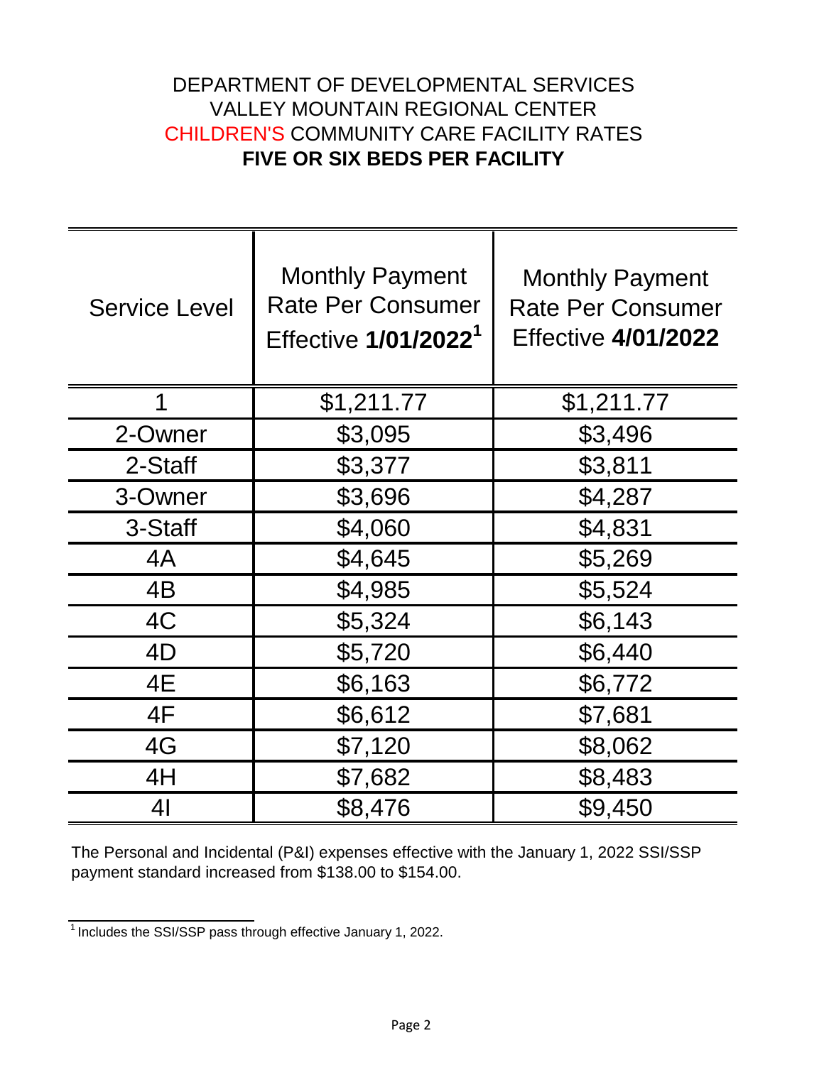DEPARTMENT OF DEVELOPMENTAL SERVICES
VALLEY MOUNTAIN REGIONAL CENTER
CHILDREN'S COMMUNITY CARE FACILITY RATES
**FIVE OR SIX BEDS PER FACILITY**

| Service Level | Monthly Payment Rate Per Consumer Effective **1/01/2022**[1] | Monthly Payment Rate Per Consumer Effective **4/01/2022** |
|---|---|---|
| 1 | $1,211.77 | $1,211.77 |
| 2-Owner | $3,095 | $3,496 |
| 2-Staff | $3,377 | $3,811 |
| 3-Owner | $3,696 | $4,287 |
| 3-Staff | $4,060 | $4,831 |
| 4A | $4,645 | $5,269 |
| 4B | $4,985 | $5,524 |
| 4C | $5,324 | $6,143 |
| 4D | $5,720 | $6,440 |
| 4E | $6,163 | $6,772 |
| 4F | $6,612 | $7,681 |
| 4G | $7,120 | $8,062 |
| 4H | $7,682 | $8,483 |
| 4I | $8,476 | $9,450 |

The Personal and Incidental (P&I) expenses effective with the January 1, 2022 SSI/SSP payment standard increased from $138.00 to $154.00.

[1] Includes the SSI/SSP pass through effective January 1, 2022.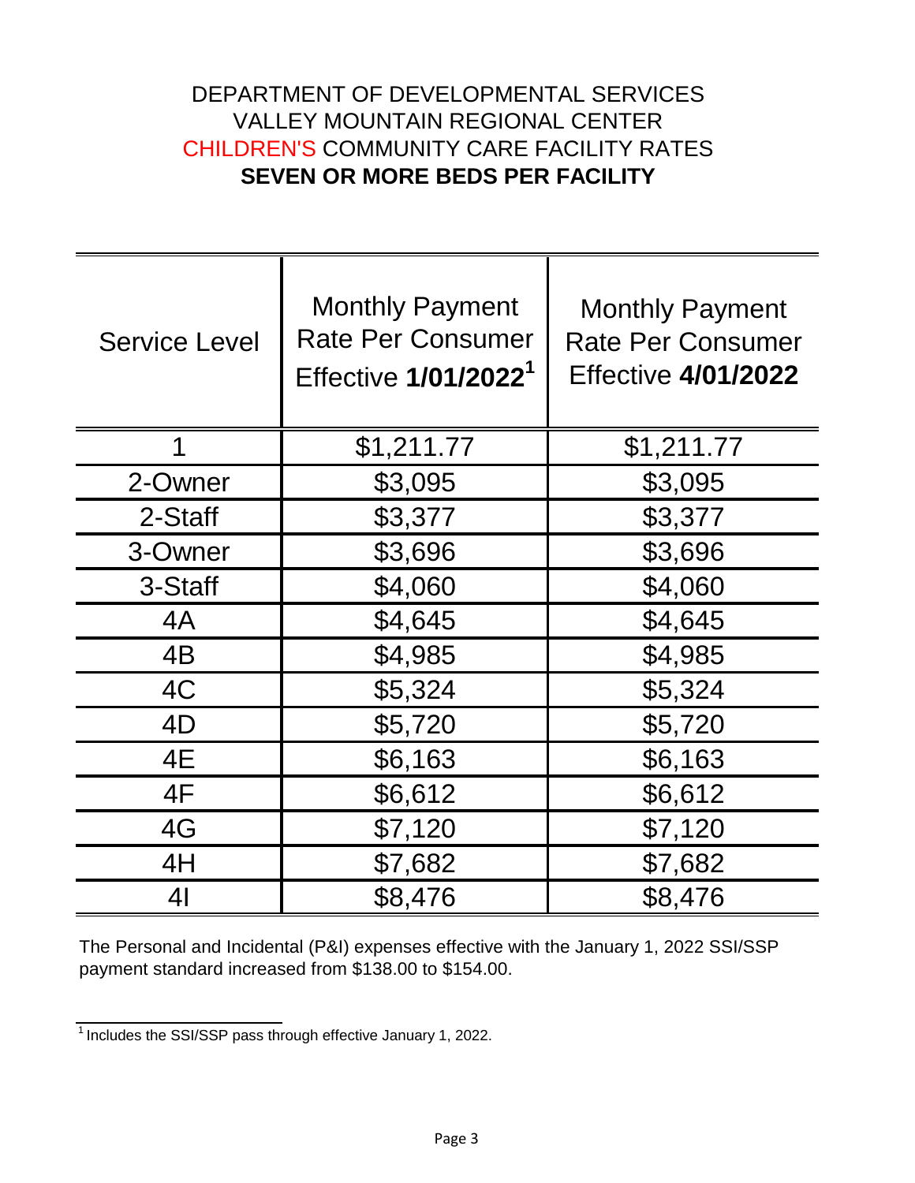# DEPARTMENT OF DEVELOPMENTAL SERVICES
# VALLEY MOUNTAIN REGIONAL CENTER
# CHILDREN'S COMMUNITY CARE FACILITY RATES
# **SEVEN OR MORE BEDS PER FACILITY**

| Service Level | Monthly Payment Rate Per Consumer Effective **1/01/2022**[1] | Monthly Payment Rate Per Consumer Effective **4/01/2022** |
|---|---|---|
| 1 | $1,211.77 | $1,211.77 |
| 2-Owner | $3,095 | $3,095 |
| 2-Staff | $3,377 | $3,377 |
| 3-Owner | $3,696 | $3,696 |
| 3-Staff | $4,060 | $4,060 |
| 4A | $4,645 | $4,645 |
| 4B | $4,985 | $4,985 |
| 4C | $5,324 | $5,324 |
| 4D | $5,720 | $5,720 |
| 4E | $6,163 | $6,163 |
| 4F | $6,612 | $6,612 |
| 4G | $7,120 | $7,120 |
| 4H | $7,682 | $7,682 |
| 4I | $8,476 | $8,476 |

The Personal and Incidental (P&I) expenses effective with the January 1, 2022 SSI/SSP payment standard increased from $138.00 to $154.00.

[1] Includes the SSI/SSP pass through effective January 1, 2022.